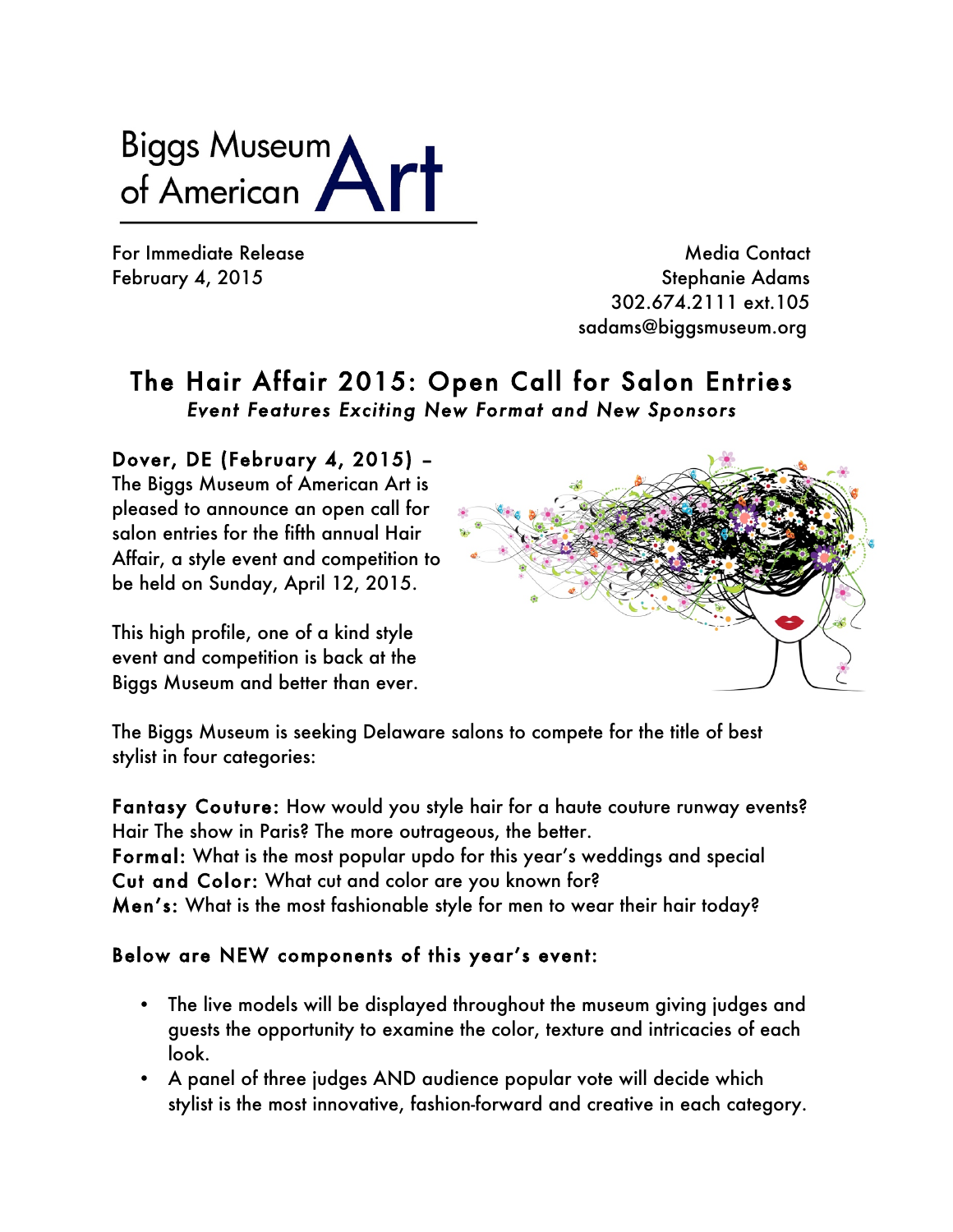Biggs Museum of American Art

For Immediate Release
February 4, 2015

Media Contact
Stephanie Adams
302.674.2111 ext.105
sadams@biggsmuseum.org

# The Hair Affair 2015: Open Call for Salon Entries

*Event Features Exciting New Format and New Sponsors*

**Dover, DE (February 4, 2015) –** The Biggs Museum of American Art is pleased to announce an open call for salon entries for the fifth annual Hair Affair, a style event and competition to be held on Sunday, April 12, 2015.

This high profile, one of a kind style event and competition is back at the Biggs Museum and better than ever.

The Biggs Museum is seeking Delaware salons to compete for the title of best stylist in four categories:

**Fantasy Couture:** How would you style hair for a haute couture runway events? Hair The show in Paris? The more outrageous, the better.
**Formal:** What is the most popular updo for this year's weddings and special
**Cut and Color:** What cut and color are you known for?
**Men's:** What is the most fashionable style for men to wear their hair today?

**Below are NEW components of this year's event:**

- The live models will be displayed throughout the museum giving judges and guests the opportunity to examine the color, texture and intricacies of each look.
- A panel of three judges AND audience popular vote will decide which stylist is the most innovative, fashion-forward and creative in each category.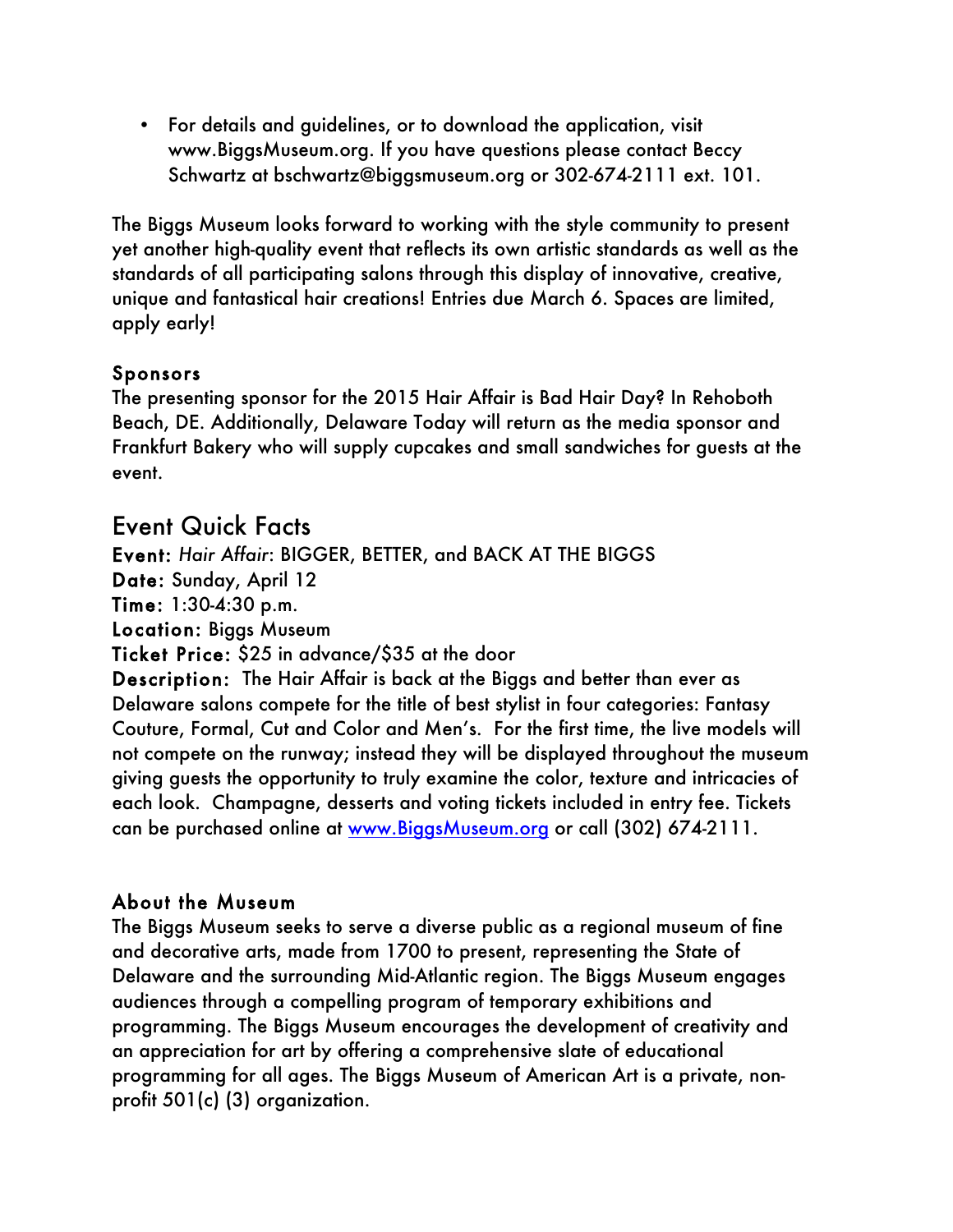- For details and guidelines, or to download the application, visit www.BiggsMuseum.org. If you have questions please contact Beccy Schwartz at bschwartz@biggsmuseum.org or 302-674-2111 ext. 101.

The Biggs Museum looks forward to working with the style community to present yet another high-quality event that reflects its own artistic standards as well as the standards of all participating salons through this display of innovative, creative, unique and fantastical hair creations! Entries due March 6. Spaces are limited, apply early!

### Sponsors

The presenting sponsor for the 2015 Hair Affair is Bad Hair Day? In Rehoboth Beach, DE. Additionally, Delaware Today will return as the media sponsor and Frankfurt Bakery who will supply cupcakes and small sandwiches for guests at the event.

## Event Quick Facts

**Event:** *Hair Affair*: BIGGER, BETTER, and BACK AT THE BIGGS
**Date:** Sunday, April 12
**Time:** 1:30-4:30 p.m.
**Location:** Biggs Museum
**Ticket Price:** $25 in advance/$35 at the door
**Description:** The Hair Affair is back at the Biggs and better than ever as Delaware salons compete for the title of best stylist in four categories: Fantasy Couture, Formal, Cut and Color and Men's. For the first time, the live models will not compete on the runway; instead they will be displayed throughout the museum giving guests the opportunity to truly examine the color, texture and intricacies of each look. Champagne, desserts and voting tickets included in entry fee. Tickets can be purchased online at [www.BiggsMuseum.org](www.BiggsMuseum.org) or call (302) 674-2111.

### About the Museum

The Biggs Museum seeks to serve a diverse public as a regional museum of fine and decorative arts, made from 1700 to present, representing the State of Delaware and the surrounding Mid-Atlantic region. The Biggs Museum engages audiences through a compelling program of temporary exhibitions and programming. The Biggs Museum encourages the development of creativity and an appreciation for art by offering a comprehensive slate of educational programming for all ages. The Biggs Museum of American Art is a private, non-profit 501(c) (3) organization.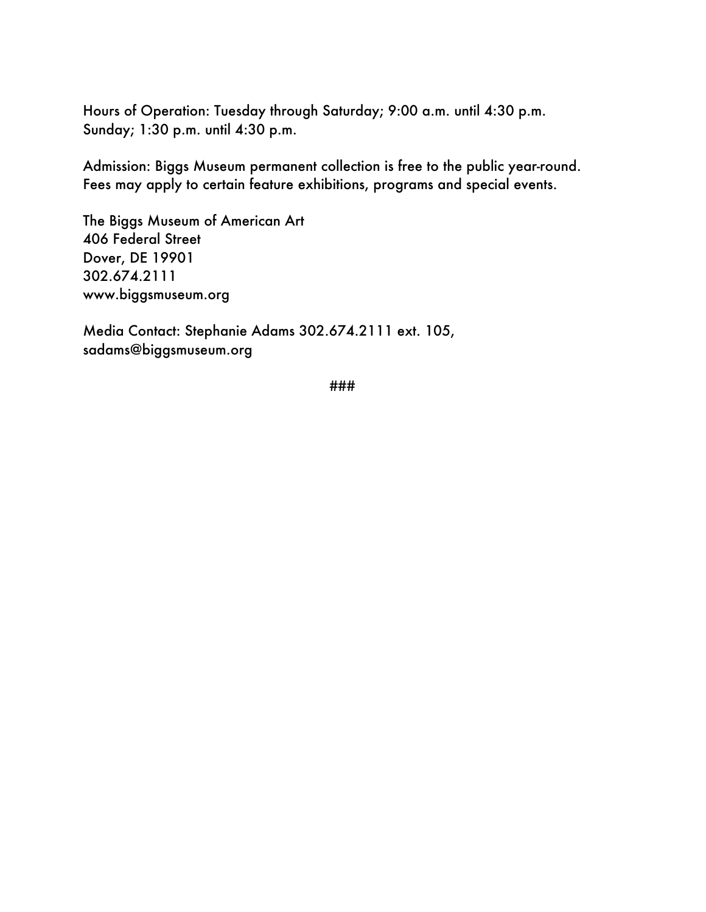Hours of Operation: Tuesday through Saturday; 9:00 a.m. until 4:30 p.m.
Sunday; 1:30 p.m. until 4:30 p.m.

Admission: Biggs Museum permanent collection is free to the public year-round. Fees may apply to certain feature exhibitions, programs and special events.

The Biggs Museum of American Art
406 Federal Street
Dover, DE 19901
302.674.2111
www.biggsmuseum.org

Media Contact: Stephanie Adams 302.674.2111 ext. 105, sadams@biggsmuseum.org

###